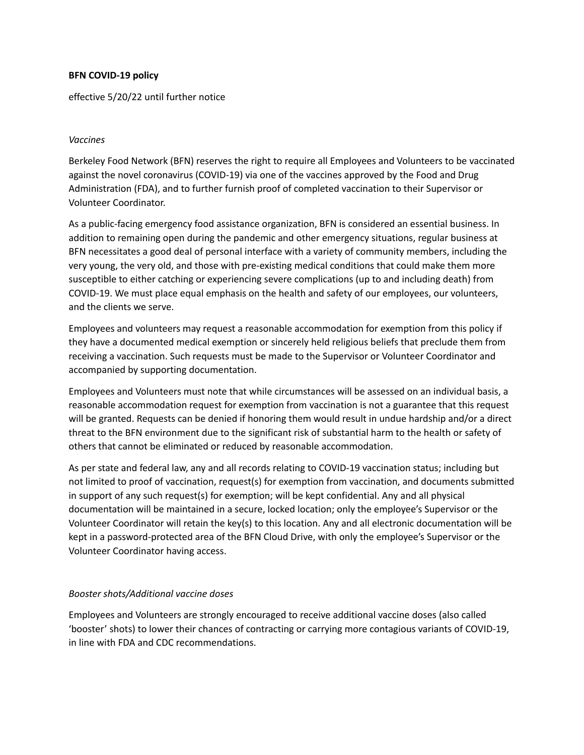**BFN COVID-19 policy**

effective 5/20/22 until further notice

*Vaccines*

Berkeley Food Network (BFN) reserves the right to require all Employees and Volunteers to be vaccinated against the novel coronavirus (COVID-19) via one of the vaccines approved by the Food and Drug Administration (FDA), and to further furnish proof of completed vaccination to their Supervisor or Volunteer Coordinator.

As a public-facing emergency food assistance organization, BFN is considered an essential business. In addition to remaining open during the pandemic and other emergency situations, regular business at BFN necessitates a good deal of personal interface with a variety of community members, including the very young, the very old, and those with pre-existing medical conditions that could make them more susceptible to either catching or experiencing severe complications (up to and including death) from COVID-19. We must place equal emphasis on the health and safety of our employees, our volunteers, and the clients we serve.

Employees and volunteers may request a reasonable accommodation for exemption from this policy if they have a documented medical exemption or sincerely held religious beliefs that preclude them from receiving a vaccination. Such requests must be made to the Supervisor or Volunteer Coordinator and accompanied by supporting documentation.

Employees and Volunteers must note that while circumstances will be assessed on an individual basis, a reasonable accommodation request for exemption from vaccination is not a guarantee that this request will be granted. Requests can be denied if honoring them would result in undue hardship and/or a direct threat to the BFN environment due to the significant risk of substantial harm to the health or safety of others that cannot be eliminated or reduced by reasonable accommodation.

As per state and federal law, any and all records relating to COVID-19 vaccination status; including but not limited to proof of vaccination, request(s) for exemption from vaccination, and documents submitted in support of any such request(s) for exemption; will be kept confidential. Any and all physical documentation will be maintained in a secure, locked location; only the employee's Supervisor or the Volunteer Coordinator will retain the key(s) to this location. Any and all electronic documentation will be kept in a password-protected area of the BFN Cloud Drive, with only the employee's Supervisor or the Volunteer Coordinator having access.

*Booster shots/Additional vaccine doses*

Employees and Volunteers are strongly encouraged to receive additional vaccine doses (also called 'booster' shots) to lower their chances of contracting or carrying more contagious variants of COVID-19, in line with FDA and CDC recommendations.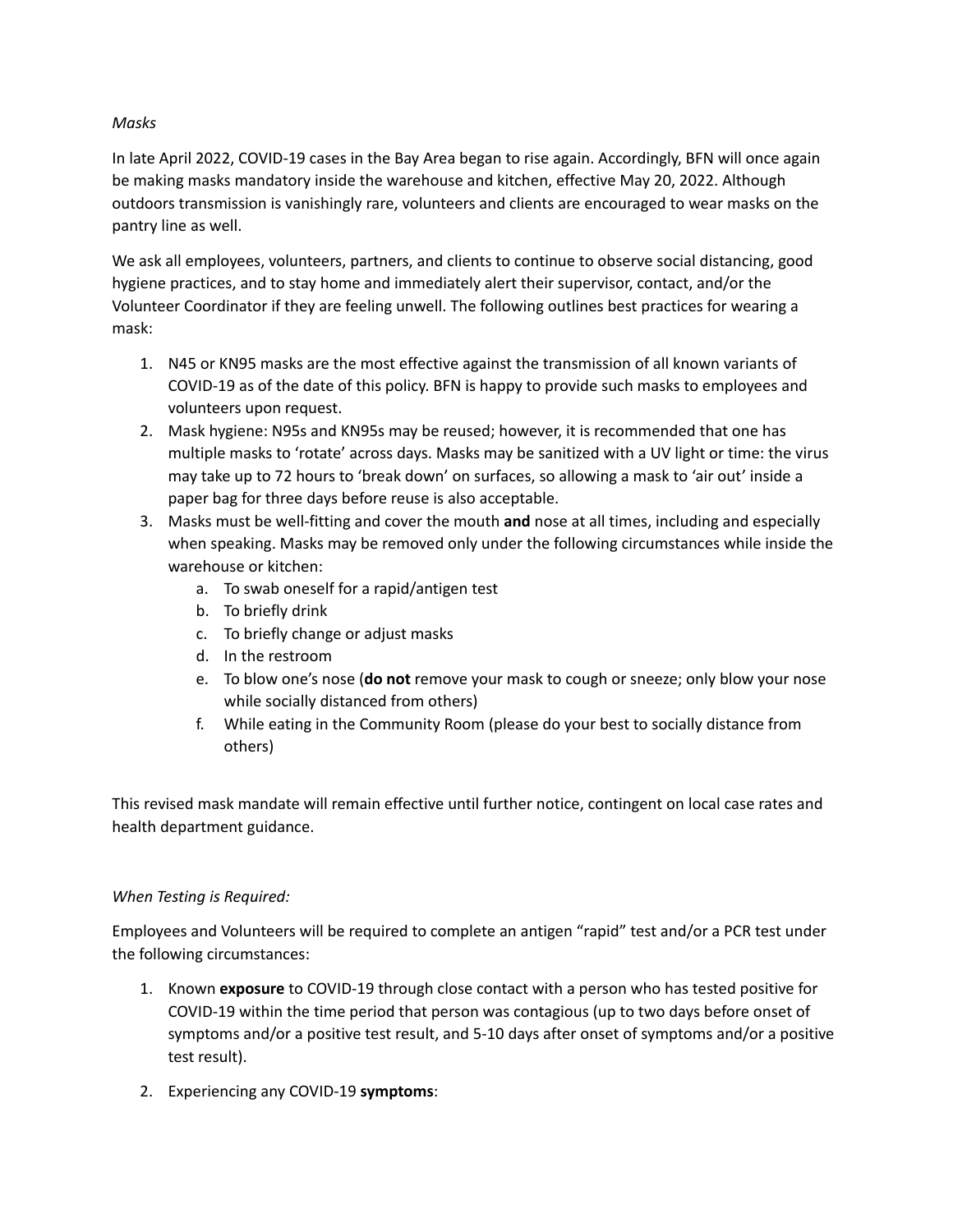*Masks*

In late April 2022, COVID-19 cases in the Bay Area began to rise again. Accordingly, BFN will once again be making masks mandatory inside the warehouse and kitchen, effective May 20, 2022. Although outdoors transmission is vanishingly rare, volunteers and clients are encouraged to wear masks on the pantry line as well.

We ask all employees, volunteers, partners, and clients to continue to observe social distancing, good hygiene practices, and to stay home and immediately alert their supervisor, contact, and/or the Volunteer Coordinator if they are feeling unwell. The following outlines best practices for wearing a mask:

1. N45 or KN95 masks are the most effective against the transmission of all known variants of COVID-19 as of the date of this policy. BFN is happy to provide such masks to employees and volunteers upon request.
2. Mask hygiene: N95s and KN95s may be reused; however, it is recommended that one has multiple masks to 'rotate' across days. Masks may be sanitized with a UV light or time: the virus may take up to 72 hours to 'break down' on surfaces, so allowing a mask to 'air out' inside a paper bag for three days before reuse is also acceptable.
3. Masks must be well-fitting and cover the mouth **and** nose at all times, including and especially when speaking. Masks may be removed only under the following circumstances while inside the warehouse or kitchen:
    a. To swab oneself for a rapid/antigen test
    b. To briefly drink
    c. To briefly change or adjust masks
    d. In the restroom
    e. To blow one's nose (**do not** remove your mask to cough or sneeze; only blow your nose while socially distanced from others)
    f. While eating in the Community Room (please do your best to socially distance from others)

This revised mask mandate will remain effective until further notice, contingent on local case rates and health department guidance.

*When Testing is Required:*

Employees and Volunteers will be required to complete an antigen "rapid" test and/or a PCR test under the following circumstances:

1. Known **exposure** to COVID-19 through close contact with a person who has tested positive for COVID-19 within the time period that person was contagious (up to two days before onset of symptoms and/or a positive test result, and 5-10 days after onset of symptoms and/or a positive test result).

2. Experiencing any COVID-19 **symptoms**: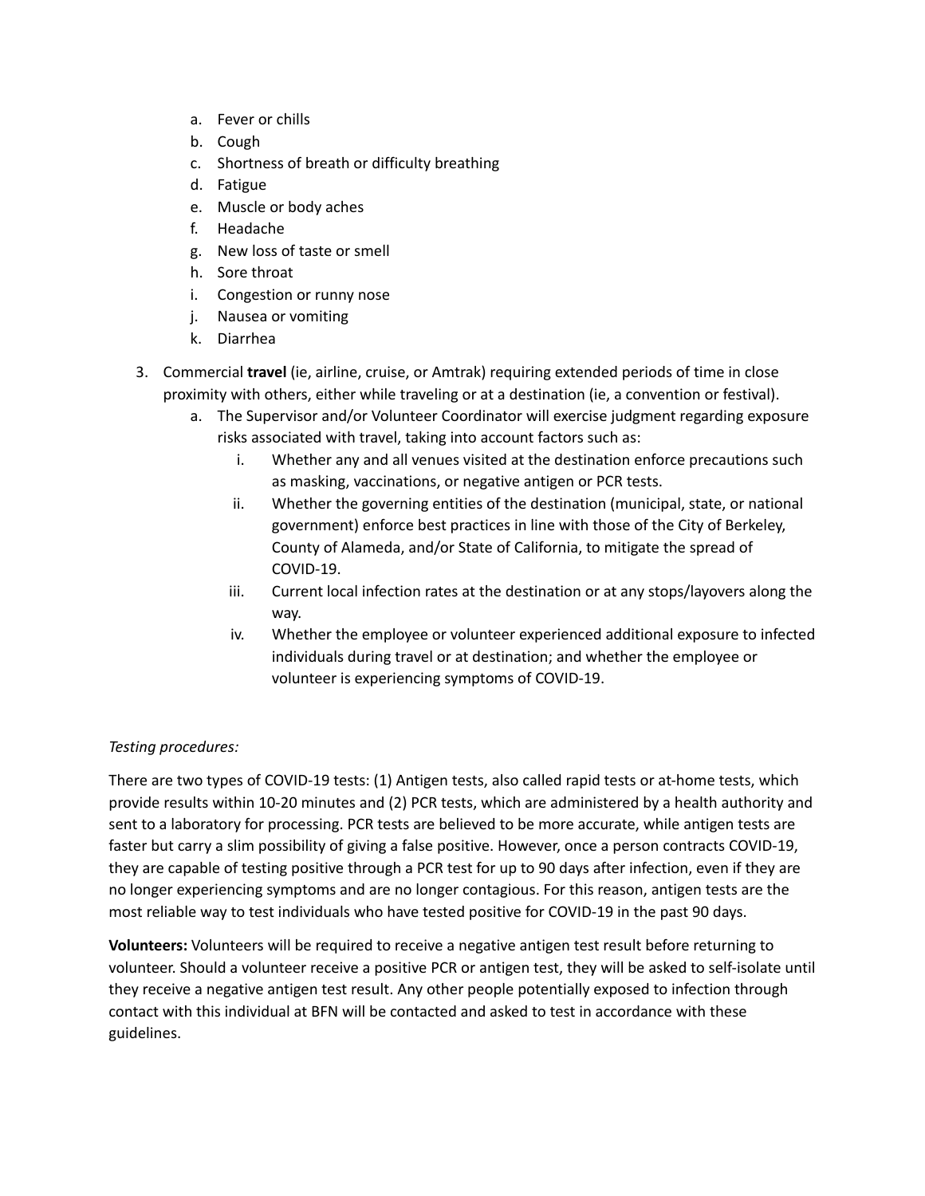a. Fever or chills
   b. Cough
   c. Shortness of breath or difficulty breathing
   d. Fatigue
   e. Muscle or body aches
   f. Headache
   g. New loss of taste or smell
   h. Sore throat
   i. Congestion or runny nose
   j. Nausea or vomiting
   k. Diarrhea

3. Commercial **travel** (ie, airline, cruise, or Amtrak) requiring extended periods of time in close proximity with others, either while traveling or at a destination (ie, a convention or festival).
   a. The Supervisor and/or Volunteer Coordinator will exercise judgment regarding exposure risks associated with travel, taking into account factors such as:
      i. Whether any and all venues visited at the destination enforce precautions such as masking, vaccinations, or negative antigen or PCR tests.
      ii. Whether the governing entities of the destination (municipal, state, or national government) enforce best practices in line with those of the City of Berkeley, County of Alameda, and/or State of California, to mitigate the spread of COVID-19.
      iii. Current local infection rates at the destination or at any stops/layovers along the way.
      iv. Whether the employee or volunteer experienced additional exposure to infected individuals during travel or at destination; and whether the employee or volunteer is experiencing symptoms of COVID-19.

*Testing procedures:*

There are two types of COVID-19 tests: (1) Antigen tests, also called rapid tests or at-home tests, which provide results within 10-20 minutes and (2) PCR tests, which are administered by a health authority and sent to a laboratory for processing. PCR tests are believed to be more accurate, while antigen tests are faster but carry a slim possibility of giving a false positive. However, once a person contracts COVID-19, they are capable of testing positive through a PCR test for up to 90 days after infection, even if they are no longer experiencing symptoms and are no longer contagious. For this reason, antigen tests are the most reliable way to test individuals who have tested positive for COVID-19 in the past 90 days.

**Volunteers:** Volunteers will be required to receive a negative antigen test result before returning to volunteer. Should a volunteer receive a positive PCR or antigen test, they will be asked to self-isolate until they receive a negative antigen test result. Any other people potentially exposed to infection through contact with this individual at BFN will be contacted and asked to test in accordance with these guidelines.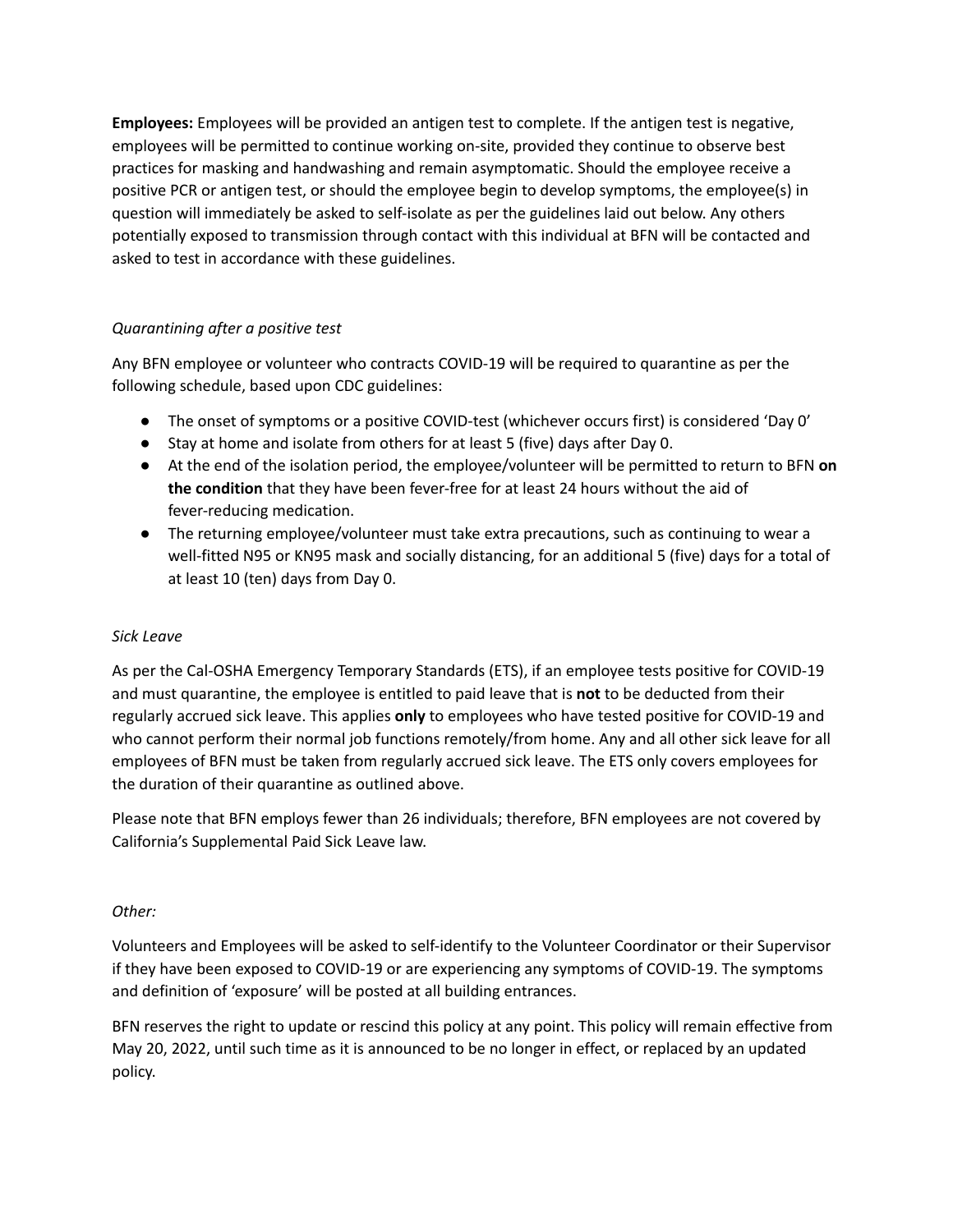**Employees:** Employees will be provided an antigen test to complete. If the antigen test is negative, employees will be permitted to continue working on-site, provided they continue to observe best practices for masking and handwashing and remain asymptomatic. Should the employee receive a positive PCR or antigen test, or should the employee begin to develop symptoms, the employee(s) in question will immediately be asked to self-isolate as per the guidelines laid out below. Any others potentially exposed to transmission through contact with this individual at BFN will be contacted and asked to test in accordance with these guidelines.

*Quarantining after a positive test*

Any BFN employee or volunteer who contracts COVID-19 will be required to quarantine as per the following schedule, based upon CDC guidelines:

- The onset of symptoms or a positive COVID-test (whichever occurs first) is considered 'Day 0'
- Stay at home and isolate from others for at least 5 (five) days after Day 0.
- At the end of the isolation period, the employee/volunteer will be permitted to return to BFN **on the condition** that they have been fever-free for at least 24 hours without the aid of fever-reducing medication.
- The returning employee/volunteer must take extra precautions, such as continuing to wear a well-fitted N95 or KN95 mask and socially distancing, for an additional 5 (five) days for a total of at least 10 (ten) days from Day 0.

*Sick Leave*

As per the Cal-OSHA Emergency Temporary Standards (ETS), if an employee tests positive for COVID-19 and must quarantine, the employee is entitled to paid leave that is **not** to be deducted from their regularly accrued sick leave. This applies **only** to employees who have tested positive for COVID-19 and who cannot perform their normal job functions remotely/from home. Any and all other sick leave for all employees of BFN must be taken from regularly accrued sick leave. The ETS only covers employees for the duration of their quarantine as outlined above.

Please note that BFN employs fewer than 26 individuals; therefore, BFN employees are not covered by California's Supplemental Paid Sick Leave law.

*Other:*

Volunteers and Employees will be asked to self-identify to the Volunteer Coordinator or their Supervisor if they have been exposed to COVID-19 or are experiencing any symptoms of COVID-19. The symptoms and definition of 'exposure' will be posted at all building entrances.

BFN reserves the right to update or rescind this policy at any point. This policy will remain effective from May 20, 2022, until such time as it is announced to be no longer in effect, or replaced by an updated policy.